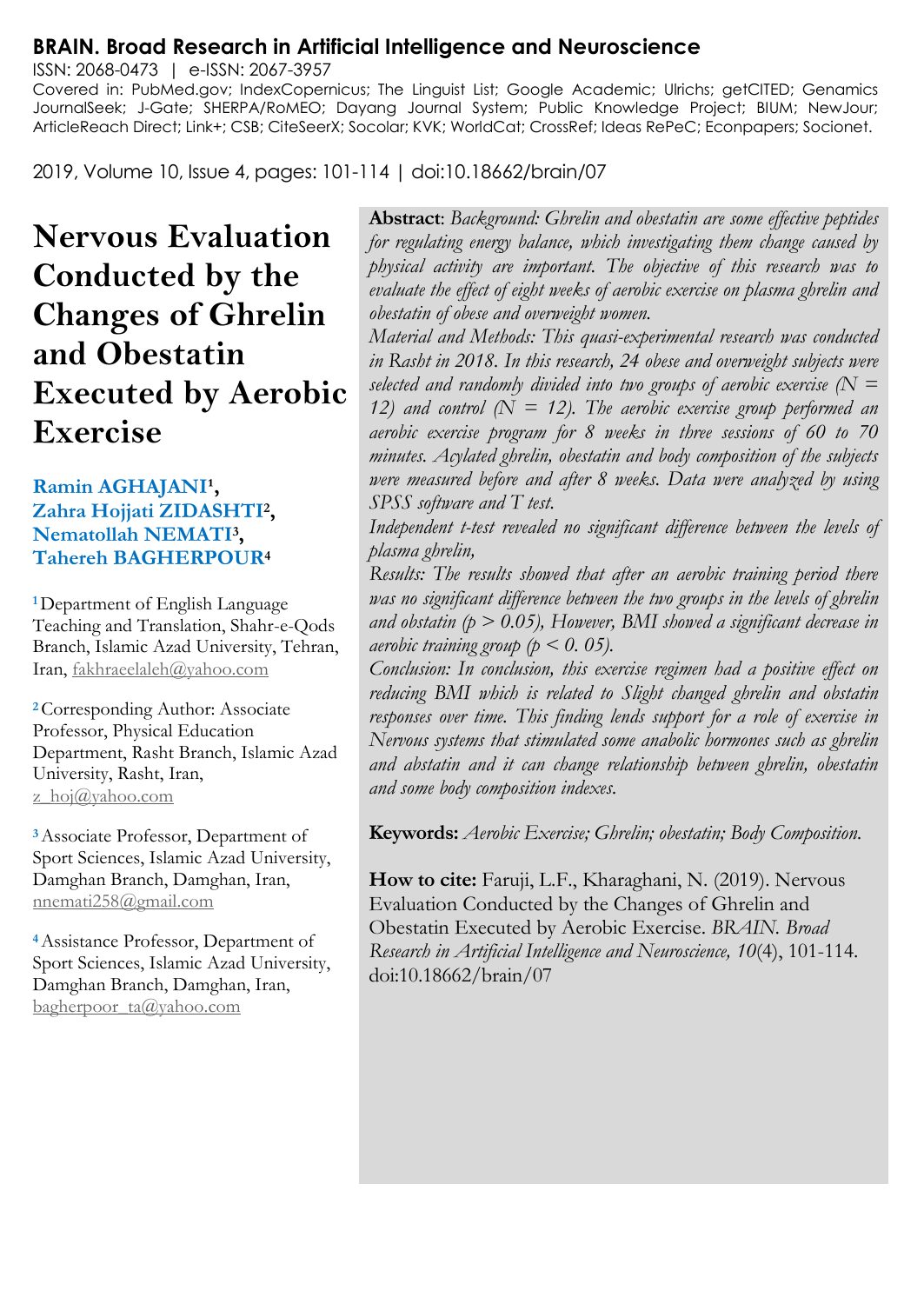**BRAIN. Broad Research in Artificial Intelligence and Neuroscience**

ISSN: 2068-0473 | e-ISSN: 2067-3957

Covered in: PubMed.gov; IndexCopernicus; The Linguist List; Google Academic; Ulrichs; getCITED; Genamics JournalSeek; J-Gate; SHERPA/RoMEO; Dayang Journal System; Public Knowledge Project; BIUM; NewJour; ArticleReach Direct; Link+; CSB; CiteSeerX; Socolar; KVK; WorldCat; CrossRef; Ideas RePeC; Econpapers; Socionet.

2019, Volume 10, Issue 4, pages: 101-114 | doi:10.18662/brain/07

# Nervous Evaluation Conducted by the Changes of Ghrelin and Obestatin Executed by Aerobic Exercise

**Ramin AGHAJANI**[1], **Zahra Hojjati ZIDASHTI**[2], **Nematollah NEMATI**[3], **Tahereh BAGHERPOUR**[4]

[1] Department of English Language Teaching and Translation, Shahr-e-Qods Branch, Islamic Azad University, Tehran, Iran, fakhraeelaleh@yahoo.com

[2] Corresponding Author: Associate Professor, Physical Education Department, Rasht Branch, Islamic Azad University, Rasht, Iran, z_hoj@yahoo.com

[3] Associate Professor, Department of Sport Sciences, Islamic Azad University, Damghan Branch, Damghan, Iran, nnemati258@gmail.com

[4] Assistance Professor, Department of Sport Sciences, Islamic Azad University, Damghan Branch, Damghan, Iran, bagherpoor_ta@yahoo.com

**Abstract**: *Background: Ghrelin and obestatin are some effective peptides for regulating energy balance, which investigating them change caused by physical activity are important. The objective of this research was to evaluate the effect of eight weeks of aerobic exercise on plasma ghrelin and obestatin of obese and overweight women.*

*Material and Methods: This quasi-experimental research was conducted in Rasht in 2018. In this research, 24 obese and overweight subjects were selected and randomly divided into two groups of aerobic exercise ($N = 12$) and control ($N = 12$). The aerobic exercise group performed an aerobic exercise program for 8 weeks in three sessions of 60 to 70 minutes. Acylated ghrelin, obestatin and body composition of the subjects were measured before and after 8 weeks. Data were analyzed by using SPSS software and T test.*

*Independent t-test revealed no significant difference between the levels of plasma ghrelin,*

*Results: The results showed that after an aerobic training period there was no significant difference between the two groups in the levels of ghrelin and obstatin ($p > 0.05$), However, BMI showed a significant decrease in aerobic training group ($p < 0.05$).*

*Conclusion: In conclusion, this exercise regimen had a positive effect on reducing BMI which is related to Slight changed ghrelin and obstatin responses over time. This finding lends support for a role of exercise in Nervous systems that stimulated some anabolic hormones such as ghrelin and abstatin and it can change relationship between ghrelin, obestatin and some body composition indexes.*

**Keywords:** *Aerobic Exercise; Ghrelin; obestatin; Body Composition.*

**How to cite:** Faruji, L.F., Kharaghani, N. (2019). Nervous Evaluation Conducted by the Changes of Ghrelin and Obestatin Executed by Aerobic Exercise. *BRAIN. Broad Research in Artificial Intelligence and Neuroscience, 10*(4), 101-114. doi:10.18662/brain/07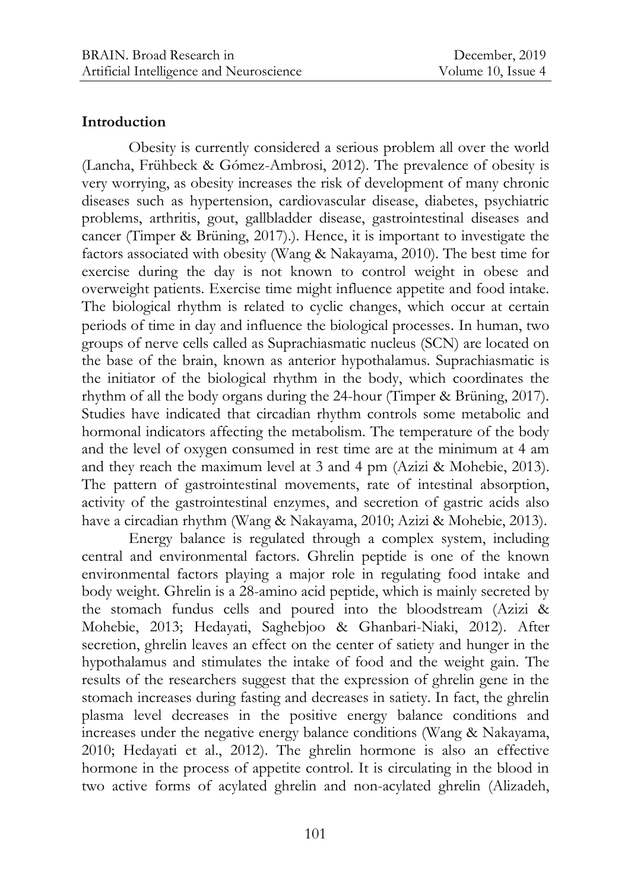## Introduction

Obesity is currently considered a serious problem all over the world (Lancha, Frühbeck & Gómez-Ambrosi, 2012). The prevalence of obesity is very worrying, as obesity increases the risk of development of many chronic diseases such as hypertension, cardiovascular disease, diabetes, psychiatric problems, arthritis, gout, gallbladder disease, gastrointestinal diseases and cancer (Timper & Brüning, 2017).). Hence, it is important to investigate the factors associated with obesity (Wang & Nakayama, 2010). The best time for exercise during the day is not known to control weight in obese and overweight patients. Exercise time might influence appetite and food intake. The biological rhythm is related to cyclic changes, which occur at certain periods of time in day and influence the biological processes. In human, two groups of nerve cells called as Suprachiasmatic nucleus (SCN) are located on the base of the brain, known as anterior hypothalamus. Suprachiasmatic is the initiator of the biological rhythm in the body, which coordinates the rhythm of all the body organs during the 24-hour (Timper & Brüning, 2017). Studies have indicated that circadian rhythm controls some metabolic and hormonal indicators affecting the metabolism. The temperature of the body and the level of oxygen consumed in rest time are at the minimum at 4 am and they reach the maximum level at 3 and 4 pm (Azizi & Mohebie, 2013). The pattern of gastrointestinal movements, rate of intestinal absorption, activity of the gastrointestinal enzymes, and secretion of gastric acids also have a circadian rhythm (Wang & Nakayama, 2010; Azizi & Mohebie, 2013).

Energy balance is regulated through a complex system, including central and environmental factors. Ghrelin peptide is one of the known environmental factors playing a major role in regulating food intake and body weight. Ghrelin is a 28-amino acid peptide, which is mainly secreted by the stomach fundus cells and poured into the bloodstream (Azizi & Mohebie, 2013; Hedayati, Saghebjoo & Ghanbari-Niaki, 2012). After secretion, ghrelin leaves an effect on the center of satiety and hunger in the hypothalamus and stimulates the intake of food and the weight gain. The results of the researchers suggest that the expression of ghrelin gene in the stomach increases during fasting and decreases in satiety. In fact, the ghrelin plasma level decreases in the positive energy balance conditions and increases under the negative energy balance conditions (Wang & Nakayama, 2010; Hedayati et al., 2012). The ghrelin hormone is also an effective hormone in the process of appetite control. It is circulating in the blood in two active forms of acylated ghrelin and non-acylated ghrelin (Alizadeh,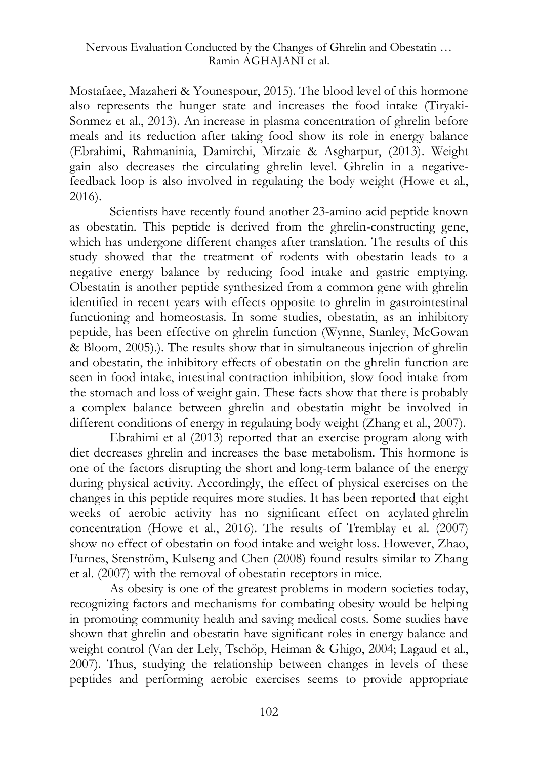Mostafaee, Mazaheri & Younespour, 2015). The blood level of this hormone also represents the hunger state and increases the food intake (Tiryaki-Sonmez et al., 2013). An increase in plasma concentration of ghrelin before meals and its reduction after taking food show its role in energy balance (Ebrahimi, Rahmaninia, Damirchi, Mirzaie & Asgharpur, (2013). Weight gain also decreases the circulating ghrelin level. Ghrelin in a negative-feedback loop is also involved in regulating the body weight (Howe et al., 2016).

Scientists have recently found another 23-amino acid peptide known as obestatin. This peptide is derived from the ghrelin-constructing gene, which has undergone different changes after translation. The results of this study showed that the treatment of rodents with obestatin leads to a negative energy balance by reducing food intake and gastric emptying. Obestatin is another peptide synthesized from a common gene with ghrelin identified in recent years with effects opposite to ghrelin in gastrointestinal functioning and homeostasis. In some studies, obestatin, as an inhibitory peptide, has been effective on ghrelin function (Wynne, Stanley, McGowan & Bloom, 2005).). The results show that in simultaneous injection of ghrelin and obestatin, the inhibitory effects of obestatin on the ghrelin function are seen in food intake, intestinal contraction inhibition, slow food intake from the stomach and loss of weight gain. These facts show that there is probably a complex balance between ghrelin and obestatin might be involved in different conditions of energy in regulating body weight (Zhang et al., 2007).

Ebrahimi et al (2013) reported that an exercise program along with diet decreases ghrelin and increases the base metabolism. This hormone is one of the factors disrupting the short and long-term balance of the energy during physical activity. Accordingly, the effect of physical exercises on the changes in this peptide requires more studies. It has been reported that eight weeks of aerobic activity has no significant effect on acylated ghrelin concentration (Howe et al., 2016). The results of Tremblay et al. (2007) show no effect of obestatin on food intake and weight loss. However, Zhao, Furnes, Stenström, Kulseng and Chen (2008) found results similar to Zhang et al. (2007) with the removal of obestatin receptors in mice.

As obesity is one of the greatest problems in modern societies today, recognizing factors and mechanisms for combating obesity would be helping in promoting community health and saving medical costs. Some studies have shown that ghrelin and obestatin have significant roles in energy balance and weight control (Van der Lely, Tschöp, Heiman & Ghigo, 2004; Lagaud et al., 2007). Thus, studying the relationship between changes in levels of these peptides and performing aerobic exercises seems to provide appropriate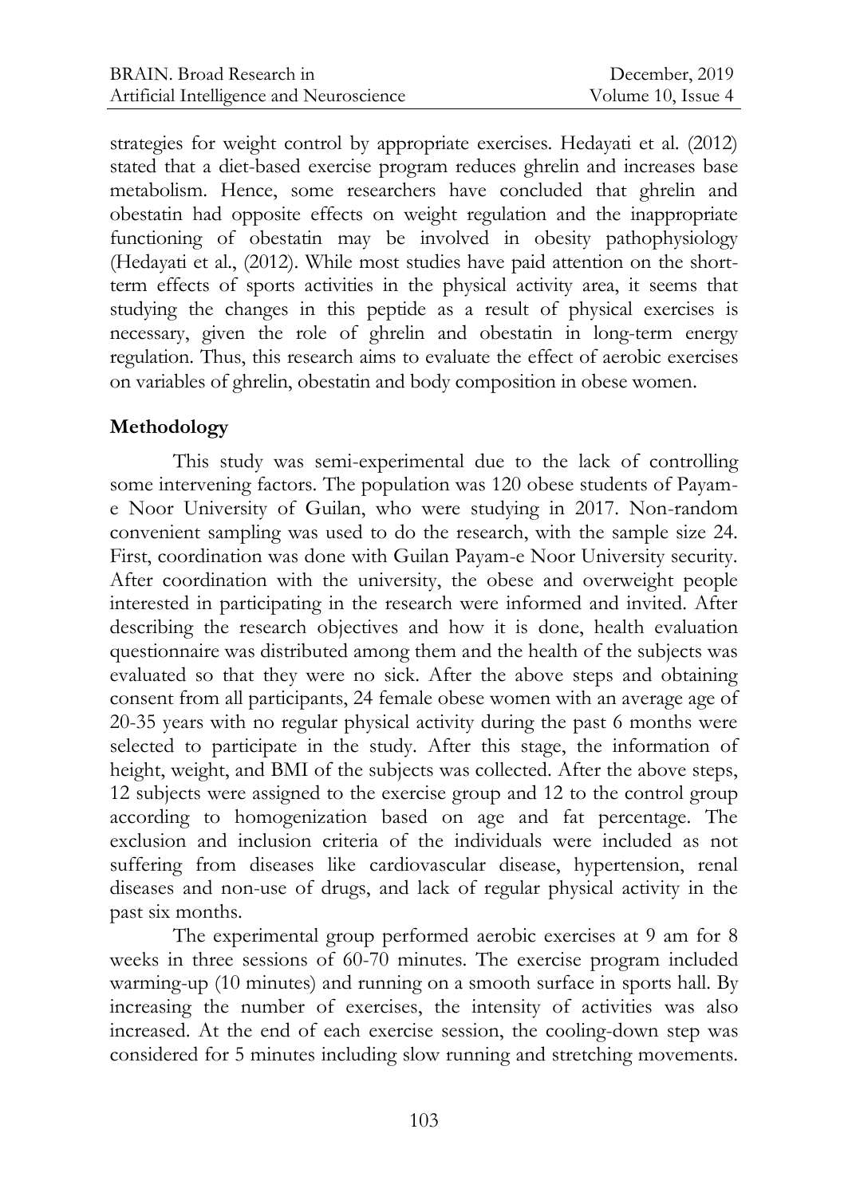strategies for weight control by appropriate exercises. Hedayati et al. (2012) stated that a diet-based exercise program reduces ghrelin and increases base metabolism. Hence, some researchers have concluded that ghrelin and obestatin had opposite effects on weight regulation and the inappropriate functioning of obestatin may be involved in obesity pathophysiology (Hedayati et al., (2012). While most studies have paid attention on the short-term effects of sports activities in the physical activity area, it seems that studying the changes in this peptide as a result of physical exercises is necessary, given the role of ghrelin and obestatin in long-term energy regulation. Thus, this research aims to evaluate the effect of aerobic exercises on variables of ghrelin, obestatin and body composition in obese women.

## Methodology

This study was semi-experimental due to the lack of controlling some intervening factors. The population was 120 obese students of Payam-e Noor University of Guilan, who were studying in 2017. Non-random convenient sampling was used to do the research, with the sample size 24. First, coordination was done with Guilan Payam-e Noor University security. After coordination with the university, the obese and overweight people interested in participating in the research were informed and invited. After describing the research objectives and how it is done, health evaluation questionnaire was distributed among them and the health of the subjects was evaluated so that they were no sick. After the above steps and obtaining consent from all participants, 24 female obese women with an average age of 20-35 years with no regular physical activity during the past 6 months were selected to participate in the study. After this stage, the information of height, weight, and BMI of the subjects was collected. After the above steps, 12 subjects were assigned to the exercise group and 12 to the control group according to homogenization based on age and fat percentage. The exclusion and inclusion criteria of the individuals were included as not suffering from diseases like cardiovascular disease, hypertension, renal diseases and non-use of drugs, and lack of regular physical activity in the past six months.

The experimental group performed aerobic exercises at 9 am for 8 weeks in three sessions of 60-70 minutes. The exercise program included warming-up (10 minutes) and running on a smooth surface in sports hall. By increasing the number of exercises, the intensity of activities was also increased. At the end of each exercise session, the cooling-down step was considered for 5 minutes including slow running and stretching movements.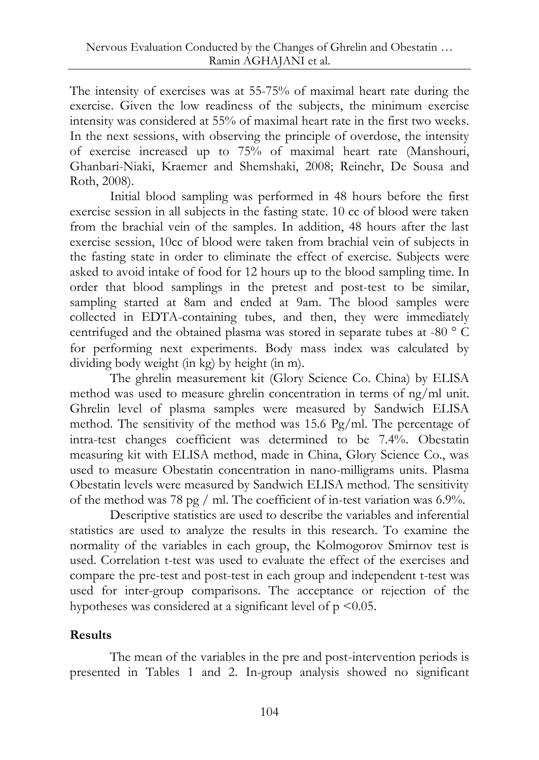The intensity of exercises was at 55-75% of maximal heart rate during the exercise. Given the low readiness of the subjects, the minimum exercise intensity was considered at 55% of maximal heart rate in the first two weeks. In the next sessions, with observing the principle of overdose, the intensity of exercise increased up to 75% of maximal heart rate (Manshouri, Ghanbari-Niaki, Kraemer and Shemshaki, 2008; Reinehr, De Sousa and Roth, 2008).

Initial blood sampling was performed in 48 hours before the first exercise session in all subjects in the fasting state. 10 cc of blood were taken from the brachial vein of the samples. In addition, 48 hours after the last exercise session, 10cc of blood were taken from brachial vein of subjects in the fasting state in order to eliminate the effect of exercise. Subjects were asked to avoid intake of food for 12 hours up to the blood sampling time. In order that blood samplings in the pretest and post-test to be similar, sampling started at 8am and ended at 9am. The blood samples were collected in EDTA-containing tubes, and then, they were immediately centrifuged and the obtained plasma was stored in separate tubes at -80 ° C for performing next experiments. Body mass index was calculated by dividing body weight (in kg) by height (in m).

The ghrelin measurement kit (Glory Science Co. China) by ELISA method was used to measure ghrelin concentration in terms of ng/ml unit. Ghrelin level of plasma samples were measured by Sandwich ELISA method. The sensitivity of the method was 15.6 Pg/ml. The percentage of intra-test changes coefficient was determined to be 7.4%. Obestatin measuring kit with ELISA method, made in China, Glory Science Co., was used to measure Obestatin concentration in nano-milligrams units. Plasma Obestatin levels were measured by Sandwich ELISA method. The sensitivity of the method was 78 pg / ml. The coefficient of in-test variation was 6.9%.

Descriptive statistics are used to describe the variables and inferential statistics are used to analyze the results in this research. To examine the normality of the variables in each group, the Kolmogorov Smirnov test is used. Correlation t-test was used to evaluate the effect of the exercises and compare the pre-test and post-test in each group and independent t-test was used for inter-group comparisons. The acceptance or rejection of the hypotheses was considered at a significant level of $p < 0.05$.

## Results

The mean of the variables in the pre and post-intervention periods is presented in Tables 1 and 2. In-group analysis showed no significant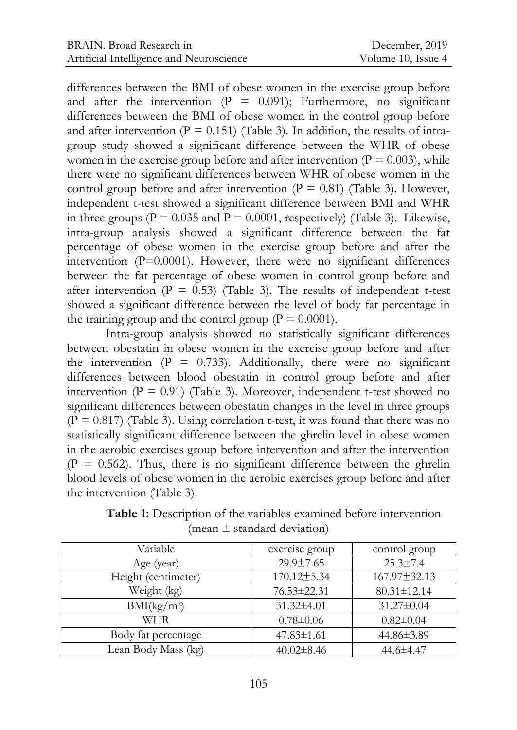differences between the BMI of obese women in the exercise group before and after the intervention (P = 0.091); Furthermore, no significant differences between the BMI of obese women in the control group before and after intervention (P = 0.151) (Table 3). In addition, the results of intra-group study showed a significant difference between the WHR of obese women in the exercise group before and after intervention (P = 0.003), while there were no significant differences between WHR of obese women in the control group before and after intervention (P = 0.81) (Table 3). However, independent t-test showed a significant difference between BMI and WHR in three groups (P = 0.035 and P = 0.0001, respectively) (Table 3). Likewise, intra-group analysis showed a significant difference between the fat percentage of obese women in the exercise group before and after the intervention (P=0.0001). However, there were no significant differences between the fat percentage of obese women in control group before and after intervention (P = 0.53) (Table 3). The results of independent t-test showed a significant difference between the level of body fat percentage in the training group and the control group (P = 0.0001).

Intra-group analysis showed no statistically significant differences between obestatin in obese women in the exercise group before and after the intervention (P = 0.733). Additionally, there were no significant differences between blood obestatin in control group before and after intervention (P = 0.91) (Table 3). Moreover, independent t-test showed no significant differences between obestatin changes in the level in three groups (P = 0.817) (Table 3). Using correlation t-test, it was found that there was no statistically significant difference between the ghrelin level in obese women in the aerobic exercises group before intervention and after the intervention (P = 0.562). Thus, there is no significant difference between the ghrelin blood levels of obese women in the aerobic exercises group before and after the intervention (Table 3).

**Table 1:** Description of the variables examined before intervention (mean ± standard deviation)

| Variable | exercise group | control group |
|---|---|---|
| Age (year) | 29.9±7.65 | 25.3±7.4 |
| Height (centimeter) | 170.12±5.34 | 167.97±32.13 |
| Weight (kg) | 76.53±22.31 | 80.31±12.14 |
| BMI($kg/m^2$) | 31.32±4.01 | 31.27±0.04 |
| WHR | 0.78±0.06 | 0.82±0.04 |
| Body fat percentage | 47.83±1.61 | 44.86±3.89 |
| Lean Body Mass (kg) | 40.02±8.46 | 44.6±4.47 |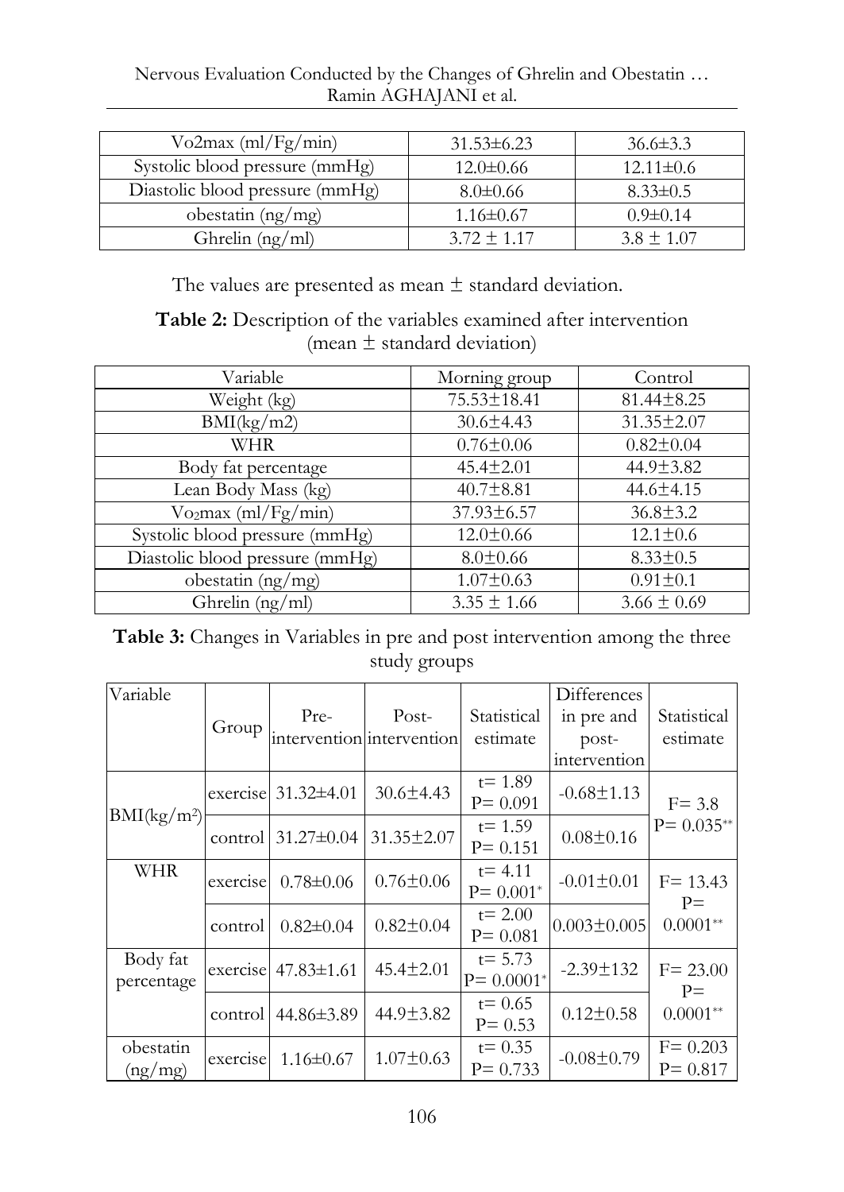| | | |
|---|---|---|
| Vo2max (ml/Fg/min) | 31.53±6.23 | 36.6±3.3 |
| Systolic blood pressure (mmHg) | 12.0±0.66 | 12.11±0.6 |
| Diastolic blood pressure (mmHg) | 8.0±0.66 | 8.33±0.5 |
| obestatin (ng/mg) | 1.16±0.67 | 0.9±0.14 |
| Ghrelin (ng/ml) | 3.72 ± 1.17 | 3.8 ± 1.07 |

The values are presented as mean ± standard deviation.

**Table 2:** Description of the variables examined after intervention (mean ± standard deviation)

| Variable | Morning group | Control |
|---|---|---|
| Weight (kg) | 75.53±18.41 | 81.44±8.25 |
| BMI(kg/m2) | 30.6±4.43 | 31.35±2.07 |
| WHR | 0.76±0.06 | 0.82±0.04 |
| Body fat percentage | 45.4±2.01 | 44.9±3.82 |
| Lean Body Mass (kg) | 40.7±8.81 | 44.6±4.15 |
| $Vo_2max$ (ml/Fg/min) | 37.93±6.57 | 36.8±3.2 |
| Systolic blood pressure (mmHg) | 12.0±0.66 | 12.1±0.6 |
| Diastolic blood pressure (mmHg) | 8.0±0.66 | 8.33±0.5 |
| obestatin (ng/mg) | 1.07±0.63 | 0.91±0.1 |
| Ghrelin (ng/ml) | 3.35 ± 1.66 | 3.66 ± 0.69 |

**Table 3:** Changes in Variables in pre and post intervention among the three study groups

| Variable | Group | Pre-intervention | Post-intervention | Statistical estimate | Differences in pre and post-intervention | Statistical estimate |
|---|---|---|---|---|---|---|
| BMI(kg/m²) | exercise | 31.32±4.01 | 30.6±4.43 | t= 1.89 P= 0.091 | -0.68±1.13 | F= 3.8 P= 0.035** |
| | control | 31.27±0.04 | 31.35±2.07 | t= 1.59 P= 0.151 | 0.08±0.16 | |
| WHR | exercise | 0.78±0.06 | 0.76±0.06 | t= 4.11 P= 0.001* | -0.01±0.01 | F= 13.43 P= 0.0001** |
| | control | 0.82±0.04 | 0.82±0.04 | t= 2.00 P= 0.081 | 0.003±0.005 | |
| Body fat percentage | exercise | 47.83±1.61 | 45.4±2.01 | t= 5.73 P= 0.0001* | -2.39±132 | F= 23.00 P= 0.0001** |
| | control | 44.86±3.89 | 44.9±3.82 | t= 0.65 P= 0.53 | 0.12±0.58 | |
| obestatin (ng/mg) | exercise | 1.16±0.67 | 1.07±0.63 | t= 0.35 P= 0.733 | -0.08±0.79 | F= 0.203 P= 0.817 |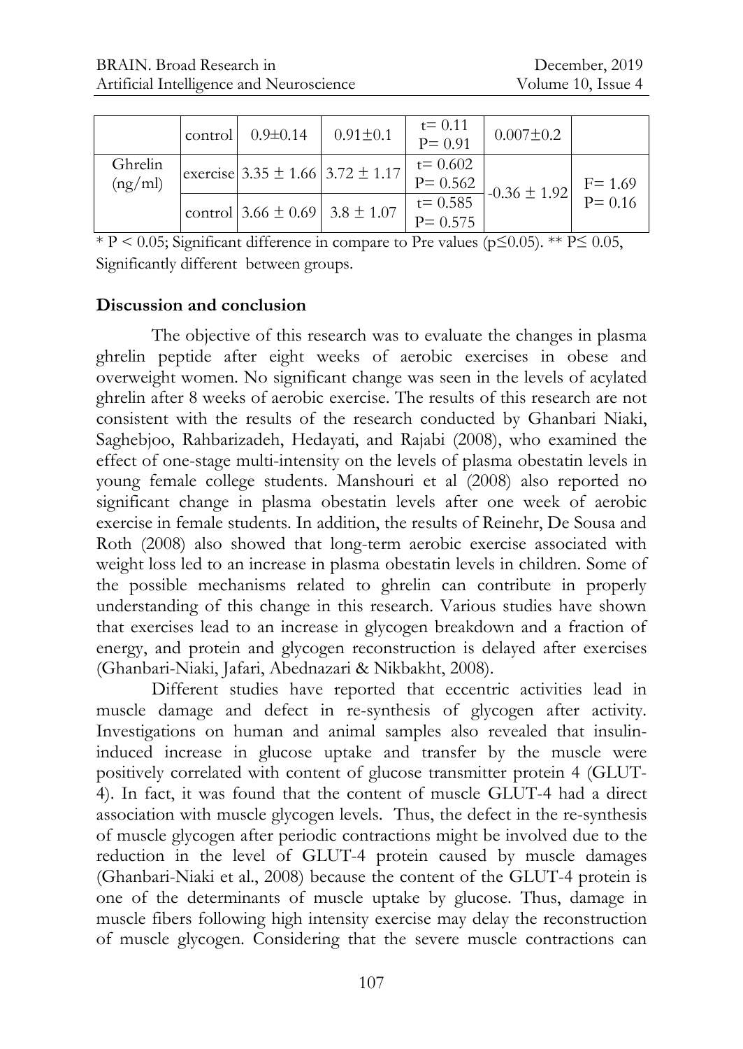| | control | 0.9±0.14 | 0.91±0.1 | t= 0.11<br>P= 0.91 | 0.007±0.2 | |
|---|---|---|---|---|---|---|
| Ghrelin (ng/ml) | exercise | 3.35 ± 1.66 | 3.72 ± 1.17 | t= 0.602<br>P= 0.562 | -0.36 ± 1.92 | F= 1.69<br>P= 0.16 |
| | control | 3.66 ± 0.69 | 3.8 ± 1.07 | t= 0.585<br>P= 0.575 | | |

* $P < 0.05$; Significant difference in compare to Pre values ($p \leq 0.05$). ** $P \leq 0.05$, Significantly different between groups.

## Discussion and conclusion

The objective of this research was to evaluate the changes in plasma ghrelin peptide after eight weeks of aerobic exercises in obese and overweight women. No significant change was seen in the levels of acylated ghrelin after 8 weeks of aerobic exercise. The results of this research are not consistent with the results of the research conducted by Ghanbari Niaki, Saghebjoo, Rahbarizadeh, Hedayati, and Rajabi (2008), who examined the effect of one-stage multi-intensity on the levels of plasma obestatin levels in young female college students. Manshouri et al (2008) also reported no significant change in plasma obestatin levels after one week of aerobic exercise in female students. In addition, the results of Reinehr, De Sousa and Roth (2008) also showed that long-term aerobic exercise associated with weight loss led to an increase in plasma obestatin levels in children. Some of the possible mechanisms related to ghrelin can contribute in properly understanding of this change in this research. Various studies have shown that exercises lead to an increase in glycogen breakdown and a fraction of energy, and protein and glycogen reconstruction is delayed after exercises (Ghanbari-Niaki, Jafari, Abednazari & Nikbakht, 2008).

Different studies have reported that eccentric activities lead in muscle damage and defect in re-synthesis of glycogen after activity. Investigations on human and animal samples also revealed that insulin-induced increase in glucose uptake and transfer by the muscle were positively correlated with content of glucose transmitter protein 4 (GLUT-4). In fact, it was found that the content of muscle GLUT-4 had a direct association with muscle glycogen levels. Thus, the defect in the re-synthesis of muscle glycogen after periodic contractions might be involved due to the reduction in the level of GLUT-4 protein caused by muscle damages (Ghanbari-Niaki et al., 2008) because the content of the GLUT-4 protein is one of the determinants of muscle uptake by glucose. Thus, damage in muscle fibers following high intensity exercise may delay the reconstruction of muscle glycogen. Considering that the severe muscle contractions can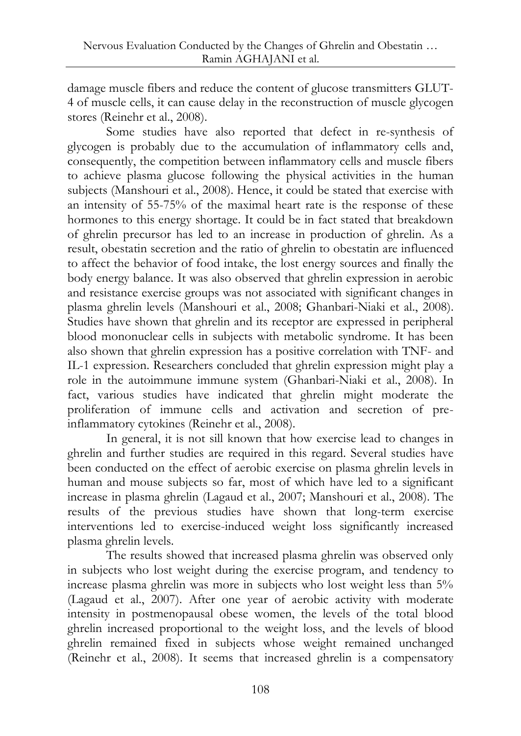damage muscle fibers and reduce the content of glucose transmitters GLUT-4 of muscle cells, it can cause delay in the reconstruction of muscle glycogen stores (Reinehr et al., 2008).

Some studies have also reported that defect in re-synthesis of glycogen is probably due to the accumulation of inflammatory cells and, consequently, the competition between inflammatory cells and muscle fibers to achieve plasma glucose following the physical activities in the human subjects (Manshouri et al., 2008). Hence, it could be stated that exercise with an intensity of 55-75% of the maximal heart rate is the response of these hormones to this energy shortage. It could be in fact stated that breakdown of ghrelin precursor has led to an increase in production of ghrelin. As a result, obestatin secretion and the ratio of ghrelin to obestatin are influenced to affect the behavior of food intake, the lost energy sources and finally the body energy balance. It was also observed that ghrelin expression in aerobic and resistance exercise groups was not associated with significant changes in plasma ghrelin levels (Manshouri et al., 2008; Ghanbari-Niaki et al., 2008). Studies have shown that ghrelin and its receptor are expressed in peripheral blood mononuclear cells in subjects with metabolic syndrome. It has been also shown that ghrelin expression has a positive correlation with TNF- and IL-1 expression. Researchers concluded that ghrelin expression might play a role in the autoimmune immune system (Ghanbari-Niaki et al., 2008). In fact, various studies have indicated that ghrelin might moderate the proliferation of immune cells and activation and secretion of pre-inflammatory cytokines (Reinehr et al., 2008).

In general, it is not sill known that how exercise lead to changes in ghrelin and further studies are required in this regard. Several studies have been conducted on the effect of aerobic exercise on plasma ghrelin levels in human and mouse subjects so far, most of which have led to a significant increase in plasma ghrelin (Lagaud et al., 2007; Manshouri et al., 2008). The results of the previous studies have shown that long-term exercise interventions led to exercise-induced weight loss significantly increased plasma ghrelin levels.

The results showed that increased plasma ghrelin was observed only in subjects who lost weight during the exercise program, and tendency to increase plasma ghrelin was more in subjects who lost weight less than 5% (Lagaud et al., 2007). After one year of aerobic activity with moderate intensity in postmenopausal obese women, the levels of the total blood ghrelin increased proportional to the weight loss, and the levels of blood ghrelin remained fixed in subjects whose weight remained unchanged (Reinehr et al., 2008). It seems that increased ghrelin is a compensatory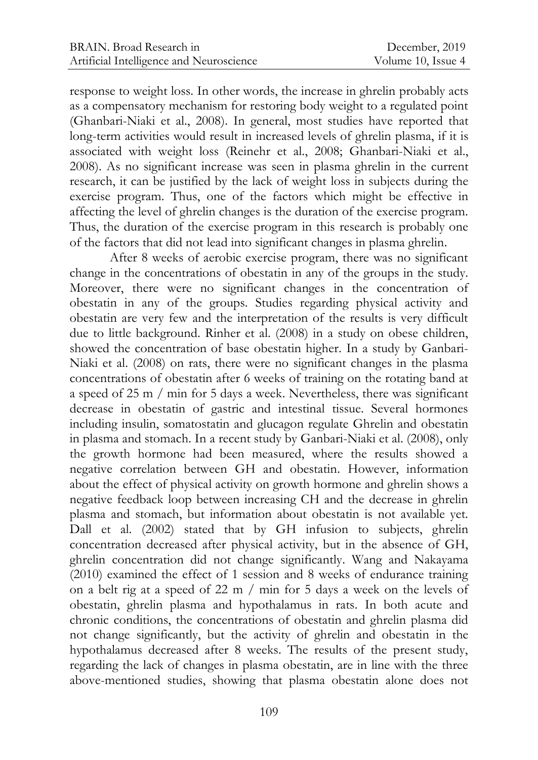response to weight loss. In other words, the increase in ghrelin probably acts as a compensatory mechanism for restoring body weight to a regulated point (Ghanbari-Niaki et al., 2008). In general, most studies have reported that long-term activities would result in increased levels of ghrelin plasma, if it is associated with weight loss (Reinehr et al., 2008; Ghanbari-Niaki et al., 2008). As no significant increase was seen in plasma ghrelin in the current research, it can be justified by the lack of weight loss in subjects during the exercise program. Thus, one of the factors which might be effective in affecting the level of ghrelin changes is the duration of the exercise program. Thus, the duration of the exercise program in this research is probably one of the factors that did not lead into significant changes in plasma ghrelin.

After 8 weeks of aerobic exercise program, there was no significant change in the concentrations of obestatin in any of the groups in the study. Moreover, there were no significant changes in the concentration of obestatin in any of the groups. Studies regarding physical activity and obestatin are very few and the interpretation of the results is very difficult due to little background. Rinher et al. (2008) in a study on obese children, showed the concentration of base obestatin higher. In a study by Ganbari-Niaki et al. (2008) on rats, there were no significant changes in the plasma concentrations of obestatin after 6 weeks of training on the rotating band at a speed of 25 m / min for 5 days a week. Nevertheless, there was significant decrease in obestatin of gastric and intestinal tissue. Several hormones including insulin, somatostatin and glucagon regulate Ghrelin and obestatin in plasma and stomach. In a recent study by Ganbari-Niaki et al. (2008), only the growth hormone had been measured, where the results showed a negative correlation between GH and obestatin. However, information about the effect of physical activity on growth hormone and ghrelin shows a negative feedback loop between increasing CH and the decrease in ghrelin plasma and stomach, but information about obestatin is not available yet. Dall et al. (2002) stated that by GH infusion to subjects, ghrelin concentration decreased after physical activity, but in the absence of GH, ghrelin concentration did not change significantly. Wang and Nakayama (2010) examined the effect of 1 session and 8 weeks of endurance training on a belt rig at a speed of 22 m / min for 5 days a week on the levels of obestatin, ghrelin plasma and hypothalamus in rats. In both acute and chronic conditions, the concentrations of obestatin and ghrelin plasma did not change significantly, but the activity of ghrelin and obestatin in the hypothalamus decreased after 8 weeks. The results of the present study, regarding the lack of changes in plasma obestatin, are in line with the three above-mentioned studies, showing that plasma obestatin alone does not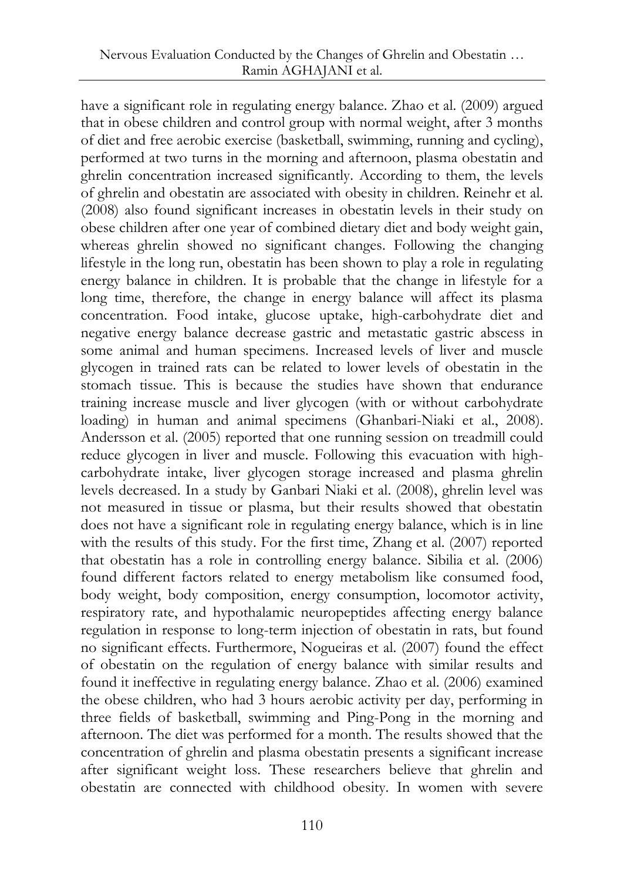have a significant role in regulating energy balance. Zhao et al. (2009) argued that in obese children and control group with normal weight, after 3 months of diet and free aerobic exercise (basketball, swimming, running and cycling), performed at two turns in the morning and afternoon, plasma obestatin and ghrelin concentration increased significantly. According to them, the levels of ghrelin and obestatin are associated with obesity in children. Reinehr et al. (2008) also found significant increases in obestatin levels in their study on obese children after one year of combined dietary diet and body weight gain, whereas ghrelin showed no significant changes. Following the changing lifestyle in the long run, obestatin has been shown to play a role in regulating energy balance in children. It is probable that the change in lifestyle for a long time, therefore, the change in energy balance will affect its plasma concentration. Food intake, glucose uptake, high-carbohydrate diet and negative energy balance decrease gastric and metastatic gastric abscess in some animal and human specimens. Increased levels of liver and muscle glycogen in trained rats can be related to lower levels of obestatin in the stomach tissue. This is because the studies have shown that endurance training increase muscle and liver glycogen (with or without carbohydrate loading) in human and animal specimens (Ghanbari-Niaki et al., 2008). Andersson et al. (2005) reported that one running session on treadmill could reduce glycogen in liver and muscle. Following this evacuation with high-carbohydrate intake, liver glycogen storage increased and plasma ghrelin levels decreased. In a study by Ganbari Niaki et al. (2008), ghrelin level was not measured in tissue or plasma, but their results showed that obestatin does not have a significant role in regulating energy balance, which is in line with the results of this study. For the first time, Zhang et al. (2007) reported that obestatin has a role in controlling energy balance. Sibilia et al. (2006) found different factors related to energy metabolism like consumed food, body weight, body composition, energy consumption, locomotor activity, respiratory rate, and hypothalamic neuropeptides affecting energy balance regulation in response to long-term injection of obestatin in rats, but found no significant effects. Furthermore, Nogueiras et al. (2007) found the effect of obestatin on the regulation of energy balance with similar results and found it ineffective in regulating energy balance. Zhao et al. (2006) examined the obese children, who had 3 hours aerobic activity per day, performing in three fields of basketball, swimming and Ping-Pong in the morning and afternoon. The diet was performed for a month. The results showed that the concentration of ghrelin and plasma obestatin presents a significant increase after significant weight loss. These researchers believe that ghrelin and obestatin are connected with childhood obesity. In women with severe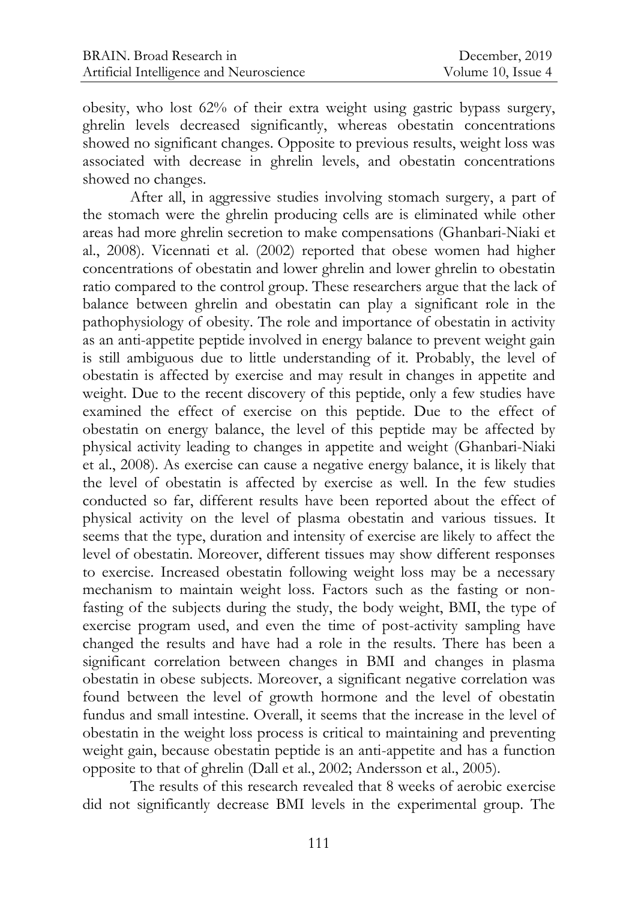obesity, who lost 62% of their extra weight using gastric bypass surgery, ghrelin levels decreased significantly, whereas obestatin concentrations showed no significant changes. Opposite to previous results, weight loss was associated with decrease in ghrelin levels, and obestatin concentrations showed no changes.

After all, in aggressive studies involving stomach surgery, a part of the stomach were the ghrelin producing cells are is eliminated while other areas had more ghrelin secretion to make compensations (Ghanbari-Niaki et al., 2008). Vicennati et al. (2002) reported that obese women had higher concentrations of obestatin and lower ghrelin and lower ghrelin to obestatin ratio compared to the control group. These researchers argue that the lack of balance between ghrelin and obestatin can play a significant role in the pathophysiology of obesity. The role and importance of obestatin in activity as an anti-appetite peptide involved in energy balance to prevent weight gain is still ambiguous due to little understanding of it. Probably, the level of obestatin is affected by exercise and may result in changes in appetite and weight. Due to the recent discovery of this peptide, only a few studies have examined the effect of exercise on this peptide. Due to the effect of obestatin on energy balance, the level of this peptide may be affected by physical activity leading to changes in appetite and weight (Ghanbari-Niaki et al., 2008). As exercise can cause a negative energy balance, it is likely that the level of obestatin is affected by exercise as well. In the few studies conducted so far, different results have been reported about the effect of physical activity on the level of plasma obestatin and various tissues. It seems that the type, duration and intensity of exercise are likely to affect the level of obestatin. Moreover, different tissues may show different responses to exercise. Increased obestatin following weight loss may be a necessary mechanism to maintain weight loss. Factors such as the fasting or non-fasting of the subjects during the study, the body weight, BMI, the type of exercise program used, and even the time of post-activity sampling have changed the results and have had a role in the results. There has been a significant correlation between changes in BMI and changes in plasma obestatin in obese subjects. Moreover, a significant negative correlation was found between the level of growth hormone and the level of obestatin fundus and small intestine. Overall, it seems that the increase in the level of obestatin in the weight loss process is critical to maintaining and preventing weight gain, because obestatin peptide is an anti-appetite and has a function opposite to that of ghrelin (Dall et al., 2002; Andersson et al., 2005).

The results of this research revealed that 8 weeks of aerobic exercise did not significantly decrease BMI levels in the experimental group. The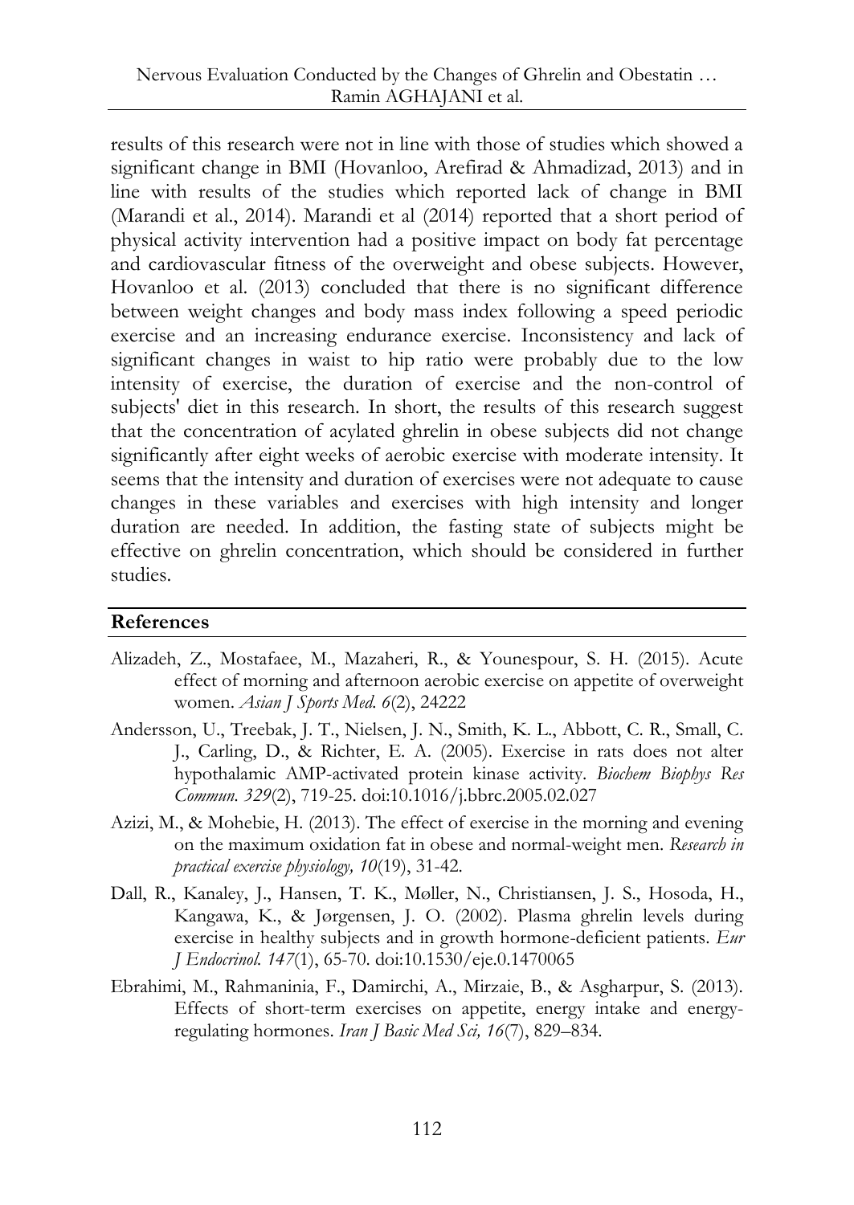results of this research were not in line with those of studies which showed a significant change in BMI (Hovanloo, Arefirad & Ahmadizad, 2013) and in line with results of the studies which reported lack of change in BMI (Marandi et al., 2014). Marandi et al (2014) reported that a short period of physical activity intervention had a positive impact on body fat percentage and cardiovascular fitness of the overweight and obese subjects. However, Hovanloo et al. (2013) concluded that there is no significant difference between weight changes and body mass index following a speed periodic exercise and an increasing endurance exercise. Inconsistency and lack of significant changes in waist to hip ratio were probably due to the low intensity of exercise, the duration of exercise and the non-control of subjects' diet in this research. In short, the results of this research suggest that the concentration of acylated ghrelin in obese subjects did not change significantly after eight weeks of aerobic exercise with moderate intensity. It seems that the intensity and duration of exercises were not adequate to cause changes in these variables and exercises with high intensity and longer duration are needed. In addition, the fasting state of subjects might be effective on ghrelin concentration, which should be considered in further studies.

## References

Alizadeh, Z., Mostafaee, M., Mazaheri, R., & Younespour, S. H. (2015). Acute effect of morning and afternoon aerobic exercise on appetite of overweight women. *Asian J Sports Med. 6*(2), 24222

Andersson, U., Treebak, J. T., Nielsen, J. N., Smith, K. L., Abbott, C. R., Small, C. J., Carling, D., & Richter, E. A. (2005). Exercise in rats does not alter hypothalamic AMP-activated protein kinase activity. *Biochem Biophys Res Commun. 329*(2), 719-25. doi:10.1016/j.bbrc.2005.02.027

Azizi, M., & Mohebie, H. (2013). The effect of exercise in the morning and evening on the maximum oxidation fat in obese and normal-weight men. *Research in practical exercise physiology, 10*(19), 31-42.

Dall, R., Kanaley, J., Hansen, T. K., Møller, N., Christiansen, J. S., Hosoda, H., Kangawa, K., & Jørgensen, J. O. (2002). Plasma ghrelin levels during exercise in healthy subjects and in growth hormone-deficient patients. *Eur J Endocrinol. 147*(1), 65-70. doi:10.1530/eje.0.1470065

Ebrahimi, M., Rahmaninia, F., Damirchi, A., Mirzaie, B., & Asgharpur, S. (2013). Effects of short-term exercises on appetite, energy intake and energy-regulating hormones. *Iran J Basic Med Sci, 16*(7), 829–834.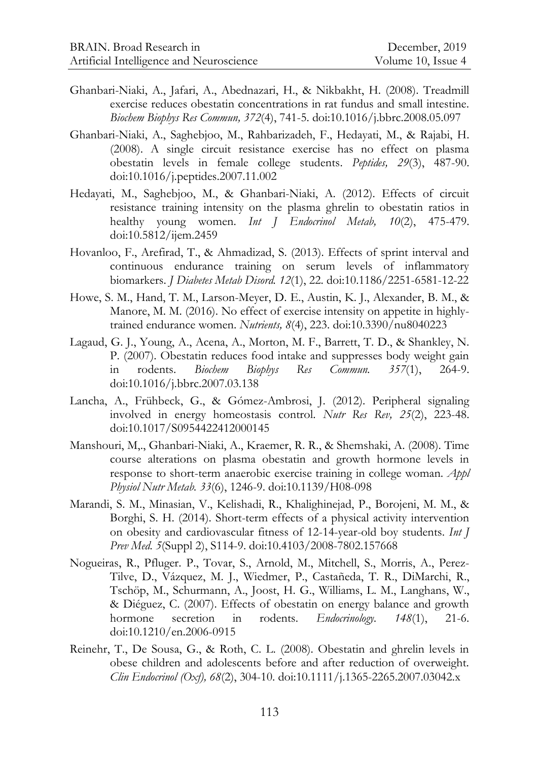Ghanbari-Niaki, A., Jafari, A., Abednazari, H., & Nikbakht, H. (2008). Treadmill exercise reduces obestatin concentrations in rat fundus and small intestine. *Biochem Biophys Res Commun, 372*(4), 741-5. doi:10.1016/j.bbrc.2008.05.097

Ghanbari-Niaki, A., Saghebjoo, M., Rahbarizadeh, F., Hedayati, M., & Rajabi, H. (2008). A single circuit resistance exercise has no effect on plasma obestatin levels in female college students. *Peptides, 29*(3), 487-90. doi:10.1016/j.peptides.2007.11.002

Hedayati, M., Saghebjoo, M., & Ghanbari-Niaki, A. (2012). Effects of circuit resistance training intensity on the plasma ghrelin to obestatin ratios in healthy young women. *Int J Endocrinol Metab, 10*(2), 475-479. doi:10.5812/ijem.2459

Hovanloo, F., Arefirad, T., & Ahmadizad, S. (2013). Effects of sprint interval and continuous endurance training on serum levels of inflammatory biomarkers. *J Diabetes Metab Disord. 12*(1), 22. doi:10.1186/2251-6581-12-22

Howe, S. M., Hand, T. M., Larson-Meyer, D. E., Austin, K. J., Alexander, B. M., & Manore, M. M. (2016). No effect of exercise intensity on appetite in highly-trained endurance women. *Nutrients, 8*(4), 223. doi:10.3390/nu8040223

Lagaud, G. J., Young, A., Acena, A., Morton, M. F., Barrett, T. D., & Shankley, N. P. (2007). Obestatin reduces food intake and suppresses body weight gain in rodents. *Biochem Biophys Res Commun. 357*(1), 264-9. doi:10.1016/j.bbrc.2007.03.138

Lancha, A., Frühbeck, G., & Gómez-Ambrosi, J. (2012). Peripheral signaling involved in energy homeostasis control. *Nutr Res Rev, 25*(2), 223-48. doi:10.1017/S0954422412000145

Manshouri, M,., Ghanbari-Niaki, A., Kraemer, R. R., & Shemshaki, A. (2008). Time course alterations on plasma obestatin and growth hormone levels in response to short-term anaerobic exercise training in college woman. *Appl Physiol Nutr Metab. 33*(6), 1246-9. doi:10.1139/H08-098

Marandi, S. M., Minasian, V., Kelishadi, R., Khalighinejad, P., Borojeni, M. M., & Borghi, S. H. (2014). Short-term effects of a physical activity intervention on obesity and cardiovascular fitness of 12-14-year-old boy students. *Int J Prev Med. 5*(Suppl 2), S114-9. doi:10.4103/2008-7802.157668

Nogueiras, R., Pfluger. P., Tovar, S., Arnold, M., Mitchell, S., Morris, A., Perez-Tilve, D., Vázquez, M. J., Wiedmer, P., Castañeda, T. R., DiMarchi, R., Tschöp, M., Schurmann, A., Joost, H. G., Williams, L. M., Langhans, W., & Diéguez, C. (2007). Effects of obestatin on energy balance and growth hormone secretion in rodents. *Endocrinology. 148*(1), 21-6. doi:10.1210/en.2006-0915

Reinehr, T., De Sousa, G., & Roth, C. L. (2008). Obestatin and ghrelin levels in obese children and adolescents before and after reduction of overweight. *Clin Endocrinol (Oxf), 68*(2), 304-10. doi:10.1111/j.1365-2265.2007.03042.x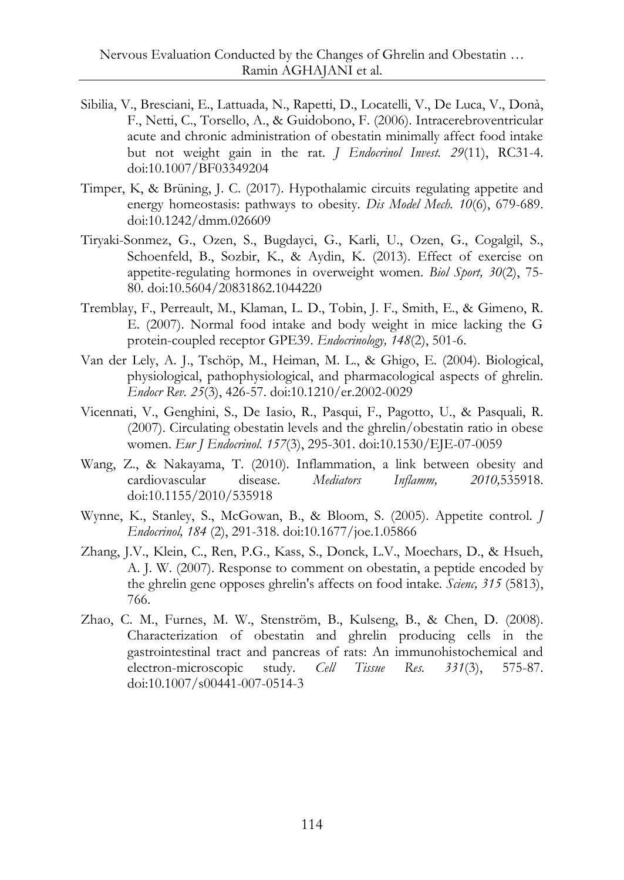Sibilia, V., Bresciani, E., Lattuada, N., Rapetti, D., Locatelli, V., De Luca, V., Donà, F., Netti, C., Torsello, A., & Guidobono, F. (2006). Intracerebroventricular acute and chronic administration of obestatin minimally affect food intake but not weight gain in the rat. *J Endocrinol Invest. 29*(11), RC31-4. doi:10.1007/BF03349204

Timper, K, & Brüning, J. C. (2017). Hypothalamic circuits regulating appetite and energy homeostasis: pathways to obesity. *Dis Model Mech. 10*(6), 679-689. doi:10.1242/dmm.026609

Tiryaki-Sonmez, G., Ozen, S., Bugdayci, G., Karli, U., Ozen, G., Cogalgil, S., Schoenfeld, B., Sozbir, K., & Aydin, K. (2013). Effect of exercise on appetite-regulating hormones in overweight women. *Biol Sport, 30*(2), 75-80. doi:10.5604/20831862.1044220

Tremblay, F., Perreault, M., Klaman, L. D., Tobin, J. F., Smith, E., & Gimeno, R. E. (2007). Normal food intake and body weight in mice lacking the G protein-coupled receptor GPE39. *Endocrinology, 148*(2), 501-6.

Van der Lely, A. J., Tschöp, M., Heiman, M. L., & Ghigo, E. (2004). Biological, physiological, pathophysiological, and pharmacological aspects of ghrelin. *Endocr Rev. 25*(3), 426-57. doi:10.1210/er.2002-0029

Vicennati, V., Genghini, S., De Iasio, R., Pasqui, F., Pagotto, U., & Pasquali, R. (2007). Circulating obestatin levels and the ghrelin/obestatin ratio in obese women. *Eur J Endocrinol. 157*(3), 295-301. doi:10.1530/EJE-07-0059

Wang, Z., & Nakayama, T. (2010). Inflammation, a link between obesity and cardiovascular disease. *Mediators Inflamm, 2010,*535918. doi:10.1155/2010/535918

Wynne, K., Stanley, S., McGowan, B., & Bloom, S. (2005). Appetite control. *J Endocrinol, 184* (2), 291-318. doi:10.1677/joe.1.05866

Zhang, J.V., Klein, C., Ren, P.G., Kass, S., Donck, L.V., Moechars, D., & Hsueh, A. J. W. (2007). Response to comment on obestatin, a peptide encoded by the ghrelin gene opposes ghrelin's affects on food intake. *Scienc, 315* (5813), 766.

Zhao, C. M., Furnes, M. W., Stenström, B., Kulseng, B., & Chen, D. (2008). Characterization of obestatin and ghrelin producing cells in the gastrointestinal tract and pancreas of rats: An immunohistochemical and electron-microscopic study. *Cell Tissue Res. 331*(3), 575-87. doi:10.1007/s00441-007-0514-3